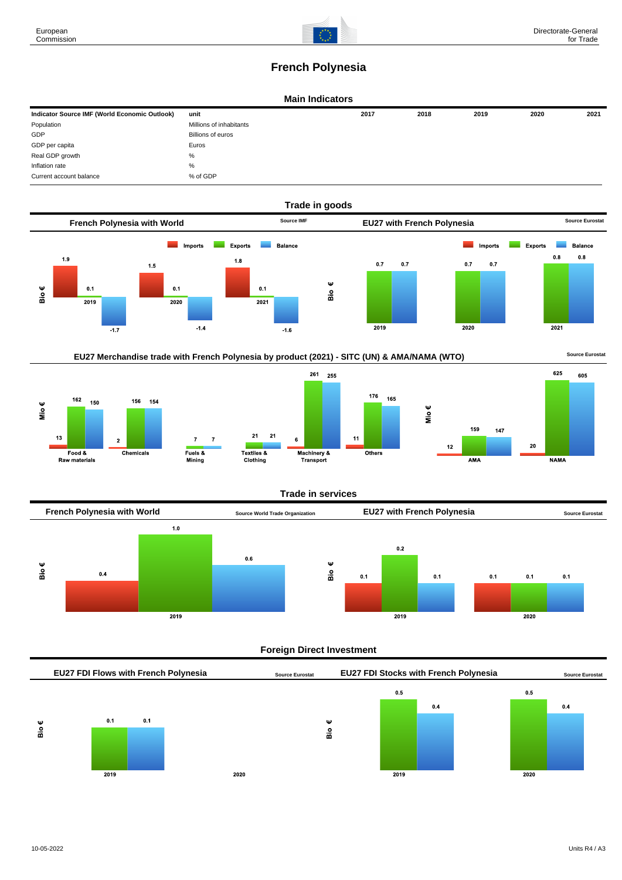# French Polynesia

## Main Indicators

| Indicator Source IMF (World Economic Outlook) | unit | 2017 | 2018 | 2019 | 2020 | 2021 |
|---|---|---|---|---|---|---|
| Population | Millions of inhabitants | | | | | |
| GDP | Billions of euros | | | | | |
| GDP per capita | Euros | | | | | |
| Real GDP growth | % | | | | | |
| Inflation rate | % | | | | | |
| Current account balance | % of GDP | | | | | |

## Trade in goods

### French Polynesia with World

Source IMF

Bio €

| | Imports | Exports | Balance |
|---|---|---|---|
| 2019 | 1.9 | 0.1 | -1.7 |
| 2020 | 1.5 | 0.1 | -1.4 |
| 2021 | 1.8 | 0.1 | -1.6 |

### EU27 with French Polynesia

Source Eurostat

Bio €

| | Imports | Exports | Balance |
|---|---|---|---|
| 2019 | | 0.7 | 0.7 |
| 2020 | | 0.7 | 0.7 |
| 2021 | | 0.8 | 0.8 |

### EU27 Merchandise trade with French Polynesia by product (2021) - SITC (UN) & AMA/NAMA (WTO)

Source Eurostat

Mio €

| | Imports | Exports | Balance |
|---|---|---|---|
| Food & Raw materials | 13 | 162 | 150 |
| Chemicals | 2 | 156 | 154 |
| Fuels & Mining | | 7 | 7 |
| Textiles & Clothing | | 21 | 21 |
| Machinery & Transport | 6 | 261 | 255 |
| Others | 11 | 176 | 165 |

Mio €

| | Imports | Exports | Balance |
|---|---|---|---|
| AMA | 12 | 159 | 147 |
| NAMA | 20 | 625 | 605 |

## Trade in services

### French Polynesia with World

Source World Trade Organization

Bio €

| | Imports | Exports | Balance |
|---|---|---|---|
| 2019 | 0.4 | 1.0 | 0.6 |

### EU27 with French Polynesia

Source Eurostat

Bio €

| | Imports | Exports | Balance |
|---|---|---|---|
| 2019 | 0.1 | 0.2 | 0.1 |
| 2020 | 0.1 | 0.1 | 0.1 |

## Foreign Direct Investment

### EU27 FDI Flows with French Polynesia

Source Eurostat

Bio €

| | Outward | Inward |
|---|---|---|
| 2019 | 0.1 | 0.1 |
| 2020 | | |

### EU27 FDI Stocks with French Polynesia

Source Eurostat

Bio €

| | Outward | Inward |
|---|---|---|
| 2019 | 0.5 | 0.4 |
| 2020 | 0.5 | 0.4 |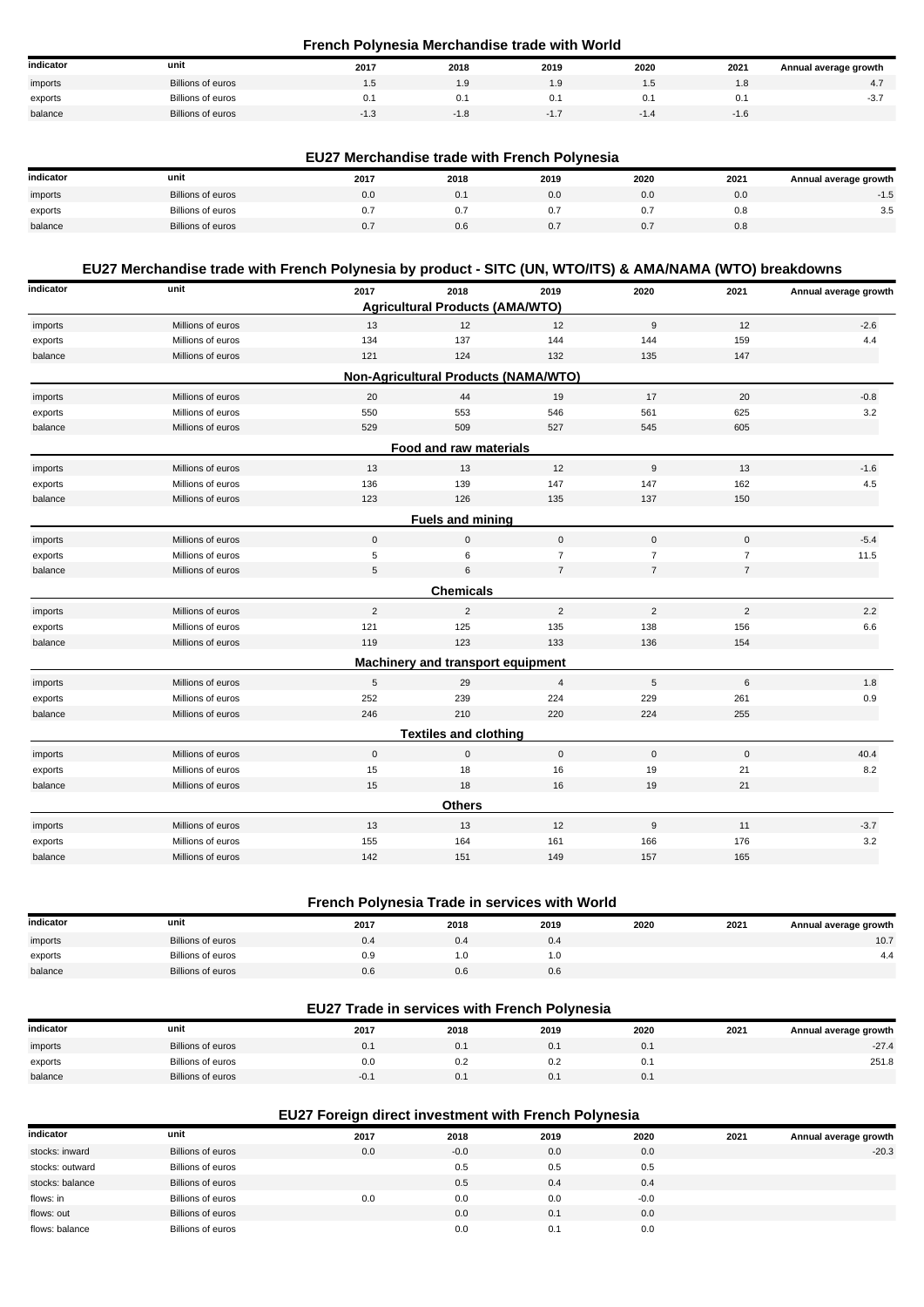### French Polynesia Merchandise trade with World

| indicator | unit | 2017 | 2018 | 2019 | 2020 | 2021 | Annual average growth |
|---|---|---|---|---|---|---|---|
| imports | Billions of euros | 1.5 | 1.9 | 1.9 | 1.5 | 1.8 | 4.7 |
| exports | Billions of euros | 0.1 | 0.1 | 0.1 | 0.1 | 0.1 | -3.7 |
| balance | Billions of euros | -1.3 | -1.8 | -1.7 | -1.4 | -1.6 | |

### EU27 Merchandise trade with French Polynesia

| indicator | unit | 2017 | 2018 | 2019 | 2020 | 2021 | Annual average growth |
|---|---|---|---|---|---|---|---|
| imports | Billions of euros | 0.0 | 0.1 | 0.0 | 0.0 | 0.0 | -1.5 |
| exports | Billions of euros | 0.7 | 0.7 | 0.7 | 0.7 | 0.8 | 3.5 |
| balance | Billions of euros | 0.7 | 0.6 | 0.7 | 0.7 | 0.8 | |

### EU27 Merchandise trade with French Polynesia by product - SITC (UN, WTO/ITS) & AMA/NAMA (WTO) breakdowns

| indicator | unit | 2017 | 2018 | 2019 | 2020 | 2021 | Annual average growth |
|---|---|---|---|---|---|---|---|
| **Agricultural Products (AMA/WTO)** | | | | | | | |
| imports | Millions of euros | 13 | 12 | 12 | 9 | 12 | -2.6 |
| exports | Millions of euros | 134 | 137 | 144 | 144 | 159 | 4.4 |
| balance | Millions of euros | 121 | 124 | 132 | 135 | 147 | |
| **Non-Agricultural Products (NAMA/WTO)** | | | | | | | |
| imports | Millions of euros | 20 | 44 | 19 | 17 | 20 | -0.8 |
| exports | Millions of euros | 550 | 553 | 546 | 561 | 625 | 3.2 |
| balance | Millions of euros | 529 | 509 | 527 | 545 | 605 | |
| **Food and raw materials** | | | | | | | |
| imports | Millions of euros | 13 | 13 | 12 | 9 | 13 | -1.6 |
| exports | Millions of euros | 136 | 139 | 147 | 147 | 162 | 4.5 |
| balance | Millions of euros | 123 | 126 | 135 | 137 | 150 | |
| **Fuels and mining** | | | | | | | |
| imports | Millions of euros | 0 | 0 | 0 | 0 | 0 | -5.4 |
| exports | Millions of euros | 5 | 6 | 7 | 7 | 7 | 11.5 |
| balance | Millions of euros | 5 | 6 | 7 | 7 | 7 | |
| **Chemicals** | | | | | | | |
| imports | Millions of euros | 2 | 2 | 2 | 2 | 2 | 2.2 |
| exports | Millions of euros | 121 | 125 | 135 | 138 | 156 | 6.6 |
| balance | Millions of euros | 119 | 123 | 133 | 136 | 154 | |
| **Machinery and transport equipment** | | | | | | | |
| imports | Millions of euros | 5 | 29 | 4 | 5 | 6 | 1.8 |
| exports | Millions of euros | 252 | 239 | 224 | 229 | 261 | 0.9 |
| balance | Millions of euros | 246 | 210 | 220 | 224 | 255 | |
| **Textiles and clothing** | | | | | | | |
| imports | Millions of euros | 0 | 0 | 0 | 0 | 0 | 40.4 |
| exports | Millions of euros | 15 | 18 | 16 | 19 | 21 | 8.2 |
| balance | Millions of euros | 15 | 18 | 16 | 19 | 21 | |
| **Others** | | | | | | | |
| imports | Millions of euros | 13 | 13 | 12 | 9 | 11 | -3.7 |
| exports | Millions of euros | 155 | 164 | 161 | 166 | 176 | 3.2 |
| balance | Millions of euros | 142 | 151 | 149 | 157 | 165 | |

### French Polynesia Trade in services with World

| indicator | unit | 2017 | 2018 | 2019 | 2020 | 2021 | Annual average growth |
|---|---|---|---|---|---|---|---|
| imports | Billions of euros | 0.4 | 0.4 | 0.4 | | | 10.7 |
| exports | Billions of euros | 0.9 | 1.0 | 1.0 | | | 4.4 |
| balance | Billions of euros | 0.6 | 0.6 | 0.6 | | | |

### EU27 Trade in services with French Polynesia

| indicator | unit | 2017 | 2018 | 2019 | 2020 | 2021 | Annual average growth |
|---|---|---|---|---|---|---|---|
| imports | Billions of euros | 0.1 | 0.1 | 0.1 | 0.1 | | -27.4 |
| exports | Billions of euros | 0.0 | 0.2 | 0.2 | 0.1 | | 251.8 |
| balance | Billions of euros | -0.1 | 0.1 | 0.1 | 0.1 | | |

### EU27 Foreign direct investment with French Polynesia

| indicator | unit | 2017 | 2018 | 2019 | 2020 | 2021 | Annual average growth |
|---|---|---|---|---|---|---|---|
| stocks: inward | Billions of euros | 0.0 | -0.0 | 0.0 | 0.0 | | -20.3 |
| stocks: outward | Billions of euros | | 0.5 | 0.5 | 0.5 | | |
| stocks: balance | Billions of euros | | 0.5 | 0.4 | 0.4 | | |
| flows: in | Billions of euros | 0.0 | 0.0 | 0.0 | -0.0 | | |
| flows: out | Billions of euros | | 0.0 | 0.1 | 0.0 | | |
| flows: balance | Billions of euros | | 0.0 | 0.1 | 0.0 | | |